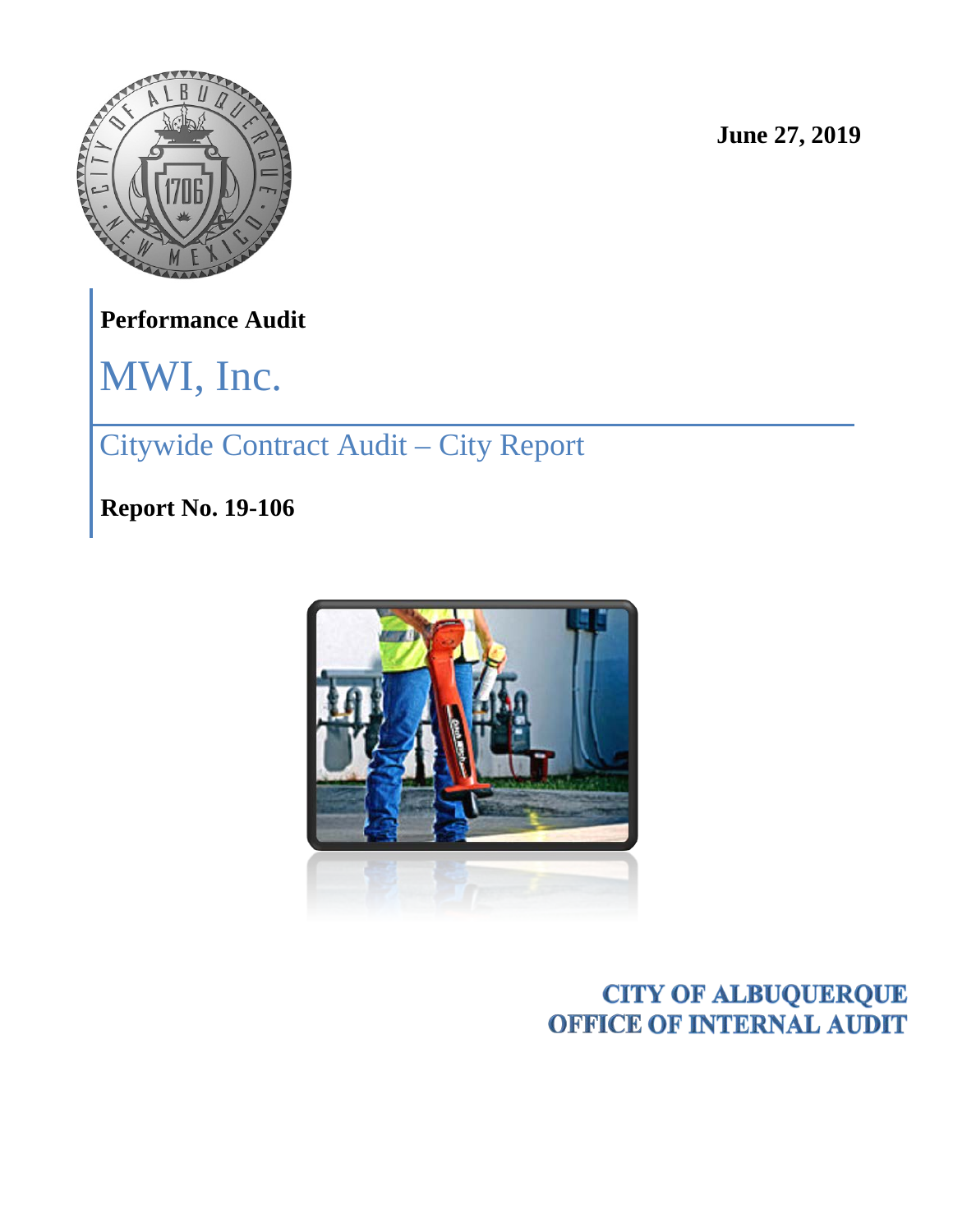June 27, 2019

**Performance Audit**

# MWI, Inc.

## Citywide Contract Audit – City Report

**Report No. 19-106**

**CITY OF ALBUQUERQUE**
**OFFICE OF INTERNAL AUDIT**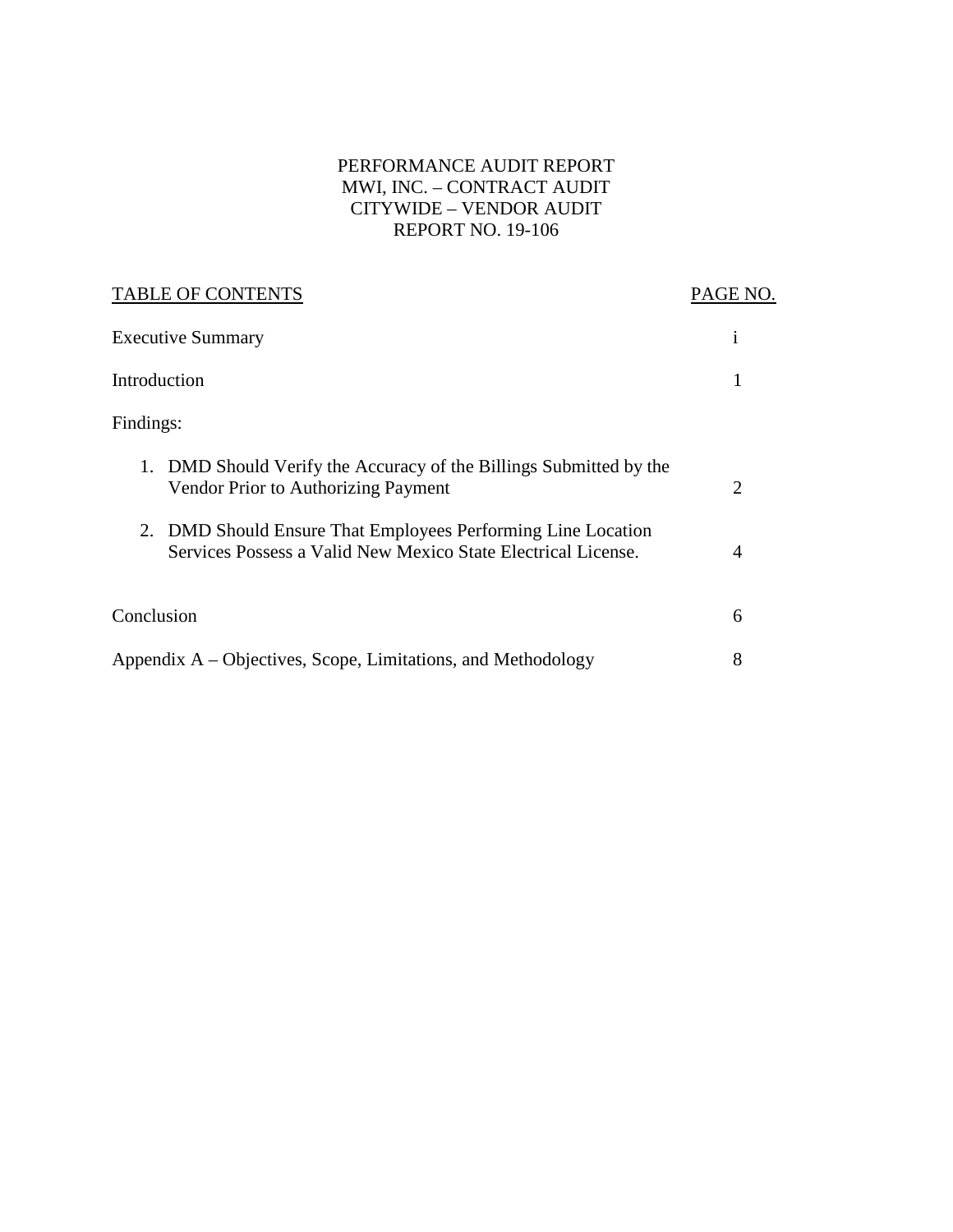PERFORMANCE AUDIT REPORT
MWI, INC. – CONTRACT AUDIT
CITYWIDE – VENDOR AUDIT
REPORT NO. 19-106

| TABLE OF CONTENTS | PAGE NO. |
|---|---|
| Executive Summary | i |
| Introduction | 1 |
| Findings: | |
| 1. DMD Should Verify the Accuracy of the Billings Submitted by the Vendor Prior to Authorizing Payment | 2 |
| 2. DMD Should Ensure That Employees Performing Line Location Services Possess a Valid New Mexico State Electrical License. | 4 |
| Conclusion | 6 |
| Appendix A – Objectives, Scope, Limitations, and Methodology | 8 |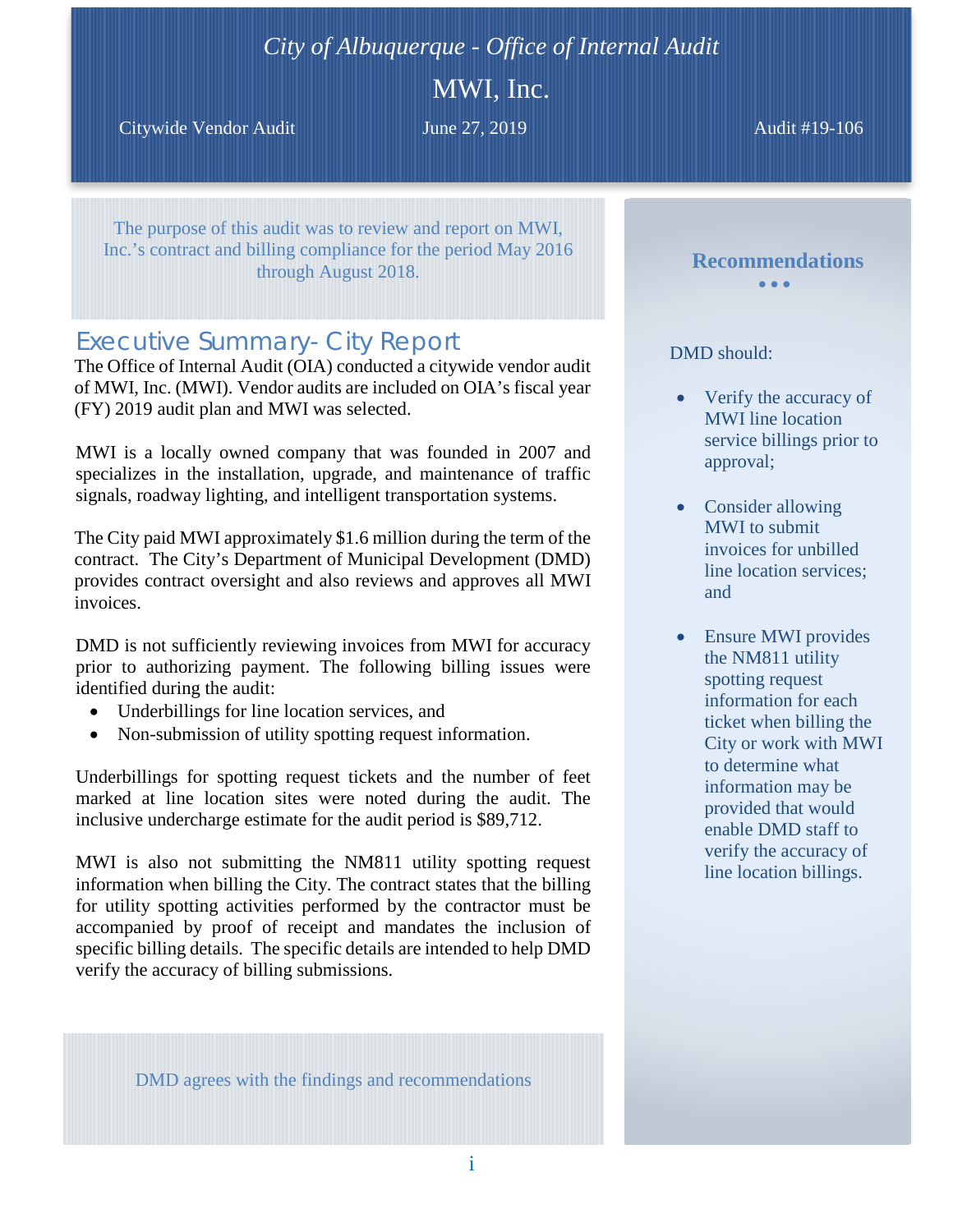*City of Albuquerque - Office of Internal Audit*

# MWI, Inc.

Citywide Vendor Audit | June 27, 2019 | Audit #19-106

The purpose of this audit was to review and report on MWI, Inc.'s contract and billing compliance for the period May 2016 through August 2018.

## Executive Summary- City Report

The Office of Internal Audit (OIA) conducted a citywide vendor audit of MWI, Inc. (MWI). Vendor audits are included on OIA's fiscal year (FY) 2019 audit plan and MWI was selected.

MWI is a locally owned company that was founded in 2007 and specializes in the installation, upgrade, and maintenance of traffic signals, roadway lighting, and intelligent transportation systems.

The City paid MWI approximately $1.6 million during the term of the contract. The City's Department of Municipal Development (DMD) provides contract oversight and also reviews and approves all MWI invoices.

DMD is not sufficiently reviewing invoices from MWI for accuracy prior to authorizing payment. The following billing issues were identified during the audit:

- Underbillings for line location services, and
- Non-submission of utility spotting request information.

Underbillings for spotting request tickets and the number of feet marked at line location sites were noted during the audit. The inclusive undercharge estimate for the audit period is $89,712.

MWI is also not submitting the NM811 utility spotting request information when billing the City. The contract states that the billing for utility spotting activities performed by the contractor must be accompanied by proof of receipt and mandates the inclusion of specific billing details. The specific details are intended to help DMD verify the accuracy of billing submissions.

DMD agrees with the findings and recommendations

## Recommendations

DMD should:

- Verify the accuracy of MWI line location service billings prior to approval;
- Consider allowing MWI to submit invoices for unbilled line location services; and
- Ensure MWI provides the NM811 utility spotting request information for each ticket when billing the City or work with MWI to determine what information may be provided that would enable DMD staff to verify the accuracy of line location billings.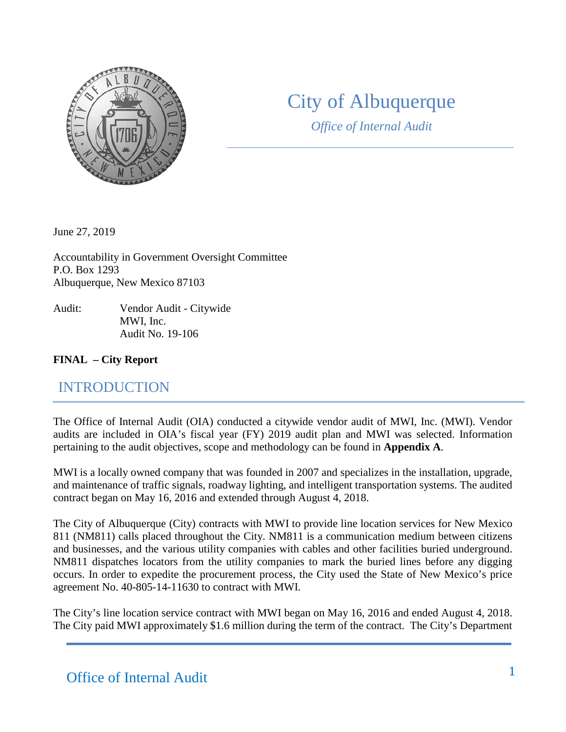# City of Albuquerque

*Office of Internal Audit*

June 27, 2019

Accountability in Government Oversight Committee
P.O. Box 1293
Albuquerque, New Mexico 87103

Audit: Vendor Audit - Citywide
MWI, Inc.
Audit No. 19-106

**FINAL – City Report**

## INTRODUCTION

The Office of Internal Audit (OIA) conducted a citywide vendor audit of MWI, Inc. (MWI). Vendor audits are included in OIA's fiscal year (FY) 2019 audit plan and MWI was selected. Information pertaining to the audit objectives, scope and methodology can be found in **Appendix A**.

MWI is a locally owned company that was founded in 2007 and specializes in the installation, upgrade, and maintenance of traffic signals, roadway lighting, and intelligent transportation systems. The audited contract began on May 16, 2016 and extended through August 4, 2018.

The City of Albuquerque (City) contracts with MWI to provide line location services for New Mexico 811 (NM811) calls placed throughout the City. NM811 is a communication medium between citizens and businesses, and the various utility companies with cables and other facilities buried underground. NM811 dispatches locators from the utility companies to mark the buried lines before any digging occurs. In order to expedite the procurement process, the City used the State of New Mexico's price agreement No. 40-805-14-11630 to contract with MWI.

The City's line location service contract with MWI began on May 16, 2016 and ended August 4, 2018. The City paid MWI approximately $1.6 million during the term of the contract. The City's Department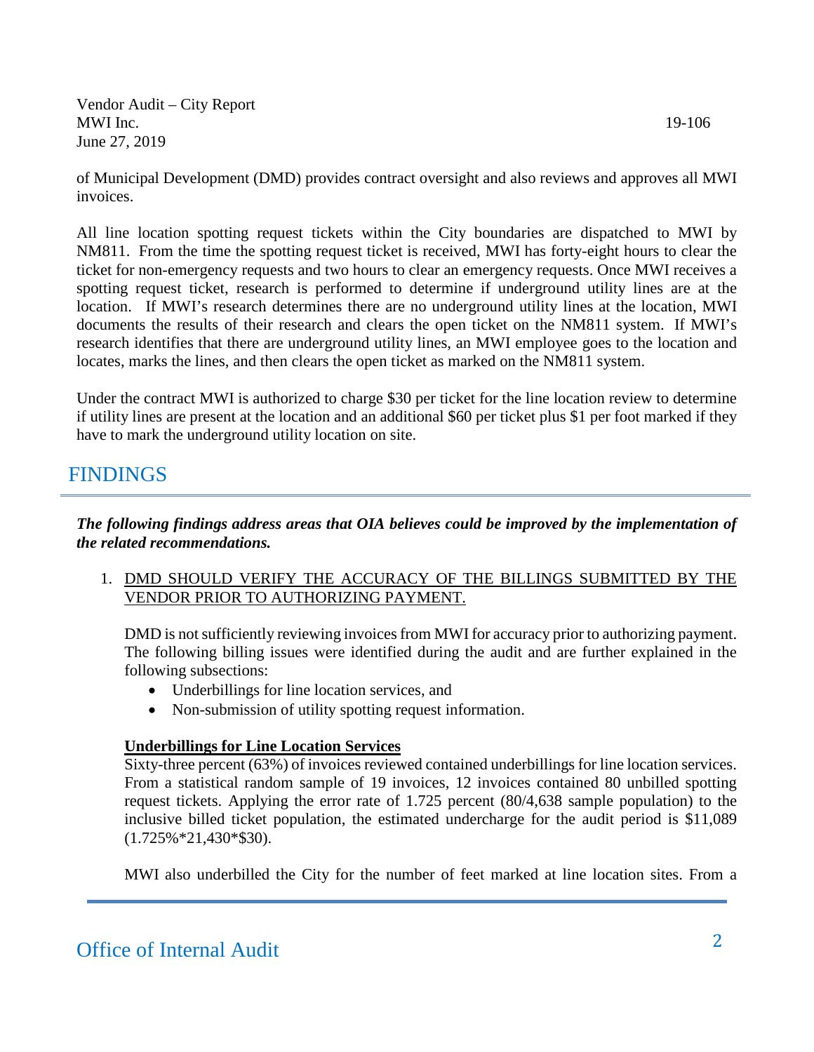of Municipal Development (DMD) provides contract oversight and also reviews and approves all MWI invoices.

All line location spotting request tickets within the City boundaries are dispatched to MWI by NM811. From the time the spotting request ticket is received, MWI has forty-eight hours to clear the ticket for non-emergency requests and two hours to clear an emergency requests. Once MWI receives a spotting request ticket, research is performed to determine if underground utility lines are at the location. If MWI's research determines there are no underground utility lines at the location, MWI documents the results of their research and clears the open ticket on the NM811 system. If MWI's research identifies that there are underground utility lines, an MWI employee goes to the location and locates, marks the lines, and then clears the open ticket as marked on the NM811 system.

Under the contract MWI is authorized to charge $30 per ticket for the line location review to determine if utility lines are present at the location and an additional $60 per ticket plus $1 per foot marked if they have to mark the underground utility location on site.

# FINDINGS

***The following findings address areas that OIA believes could be improved by the implementation of the related recommendations.***

1. <u>DMD SHOULD VERIFY THE ACCURACY OF THE BILLINGS SUBMITTED BY THE VENDOR PRIOR TO AUTHORIZING PAYMENT.</u>

   DMD is not sufficiently reviewing invoices from MWI for accuracy prior to authorizing payment. The following billing issues were identified during the audit and are further explained in the following subsections:

   - Underbillings for line location services, and
   - Non-submission of utility spotting request information.

   **<u>Underbillings for Line Location Services</u>**
   Sixty-three percent (63%) of invoices reviewed contained underbillings for line location services. From a statistical random sample of 19 invoices, 12 invoices contained 80 unbilled spotting request tickets. Applying the error rate of 1.725 percent (80/4,638 sample population) to the inclusive billed ticket population, the estimated undercharge for the audit period is $11,089 (1.725%*21,430*$30).

   MWI also underbilled the City for the number of feet marked at line location sites. From a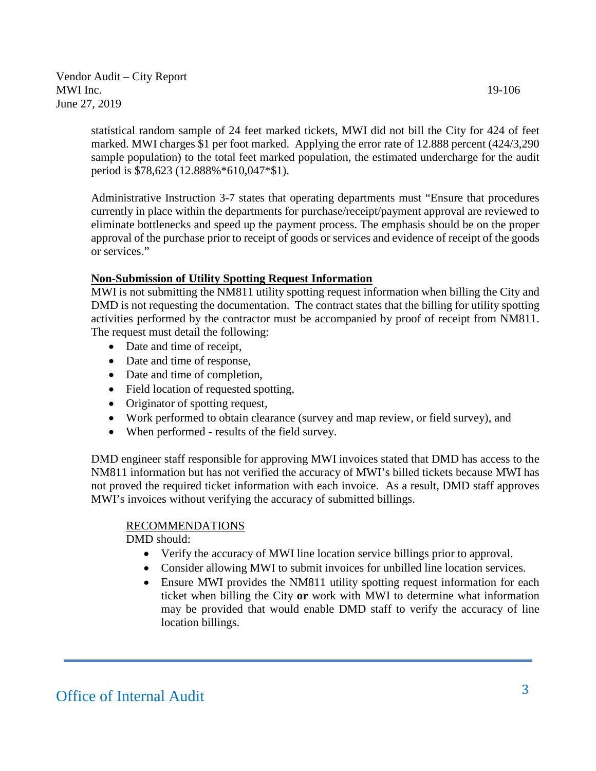statistical random sample of 24 feet marked tickets, MWI did not bill the City for 424 of feet marked. MWI charges $1 per foot marked. Applying the error rate of 12.888 percent (424/3,290 sample population) to the total feet marked population, the estimated undercharge for the audit period is $78,623 (12.888%*610,047*$1).

Administrative Instruction 3-7 states that operating departments must "Ensure that procedures currently in place within the departments for purchase/receipt/payment approval are reviewed to eliminate bottlenecks and speed up the payment process. The emphasis should be on the proper approval of the purchase prior to receipt of goods or services and evidence of receipt of the goods or services."

**Non-Submission of Utility Spotting Request Information**

MWI is not submitting the NM811 utility spotting request information when billing the City and DMD is not requesting the documentation. The contract states that the billing for utility spotting activities performed by the contractor must be accompanied by proof of receipt from NM811. The request must detail the following:

- Date and time of receipt,
- Date and time of response,
- Date and time of completion,
- Field location of requested spotting,
- Originator of spotting request,
- Work performed to obtain clearance (survey and map review, or field survey), and
- When performed - results of the field survey.

DMD engineer staff responsible for approving MWI invoices stated that DMD has access to the NM811 information but has not verified the accuracy of MWI's billed tickets because MWI has not proved the required ticket information with each invoice. As a result, DMD staff approves MWI's invoices without verifying the accuracy of submitted billings.

RECOMMENDATIONS

DMD should:

- Verify the accuracy of MWI line location service billings prior to approval.
- Consider allowing MWI to submit invoices for unbilled line location services.
- Ensure MWI provides the NM811 utility spotting request information for each ticket when billing the City **or** work with MWI to determine what information may be provided that would enable DMD staff to verify the accuracy of line location billings.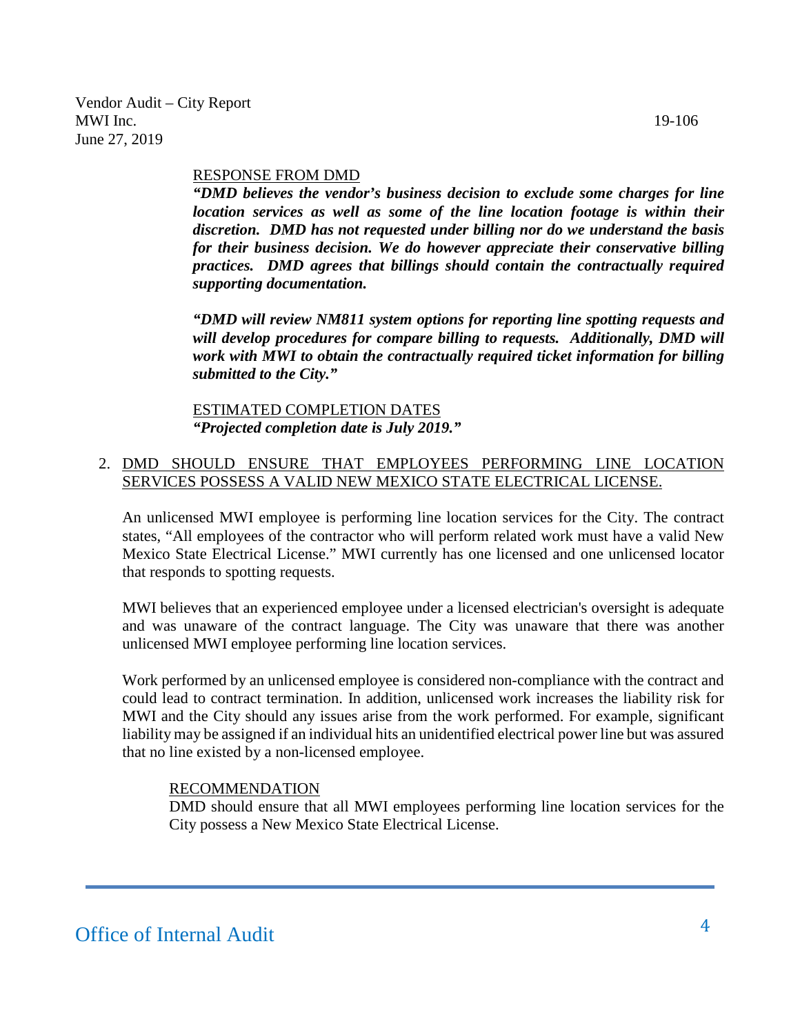RESPONSE FROM DMD

***"DMD believes the vendor's business decision to exclude some charges for line location services as well as some of the line location footage is within their discretion. DMD has not requested under billing nor do we understand the basis for their business decision. We do however appreciate their conservative billing practices. DMD agrees that billings should contain the contractually required supporting documentation.***

***"DMD will review NM811 system options for reporting line spotting requests and will develop procedures for compare billing to requests. Additionally, DMD will work with MWI to obtain the contractually required ticket information for billing submitted to the City."***

ESTIMATED COMPLETION DATES

***"Projected completion date is July 2019."***

2. DMD SHOULD ENSURE THAT EMPLOYEES PERFORMING LINE LOCATION SERVICES POSSESS A VALID NEW MEXICO STATE ELECTRICAL LICENSE.

An unlicensed MWI employee is performing line location services for the City. The contract states, "All employees of the contractor who will perform related work must have a valid New Mexico State Electrical License." MWI currently has one licensed and one unlicensed locator that responds to spotting requests.

MWI believes that an experienced employee under a licensed electrician's oversight is adequate and was unaware of the contract language. The City was unaware that there was another unlicensed MWI employee performing line location services.

Work performed by an unlicensed employee is considered non-compliance with the contract and could lead to contract termination. In addition, unlicensed work increases the liability risk for MWI and the City should any issues arise from the work performed. For example, significant liability may be assigned if an individual hits an unidentified electrical power line but was assured that no line existed by a non-licensed employee.

RECOMMENDATION

DMD should ensure that all MWI employees performing line location services for the City possess a New Mexico State Electrical License.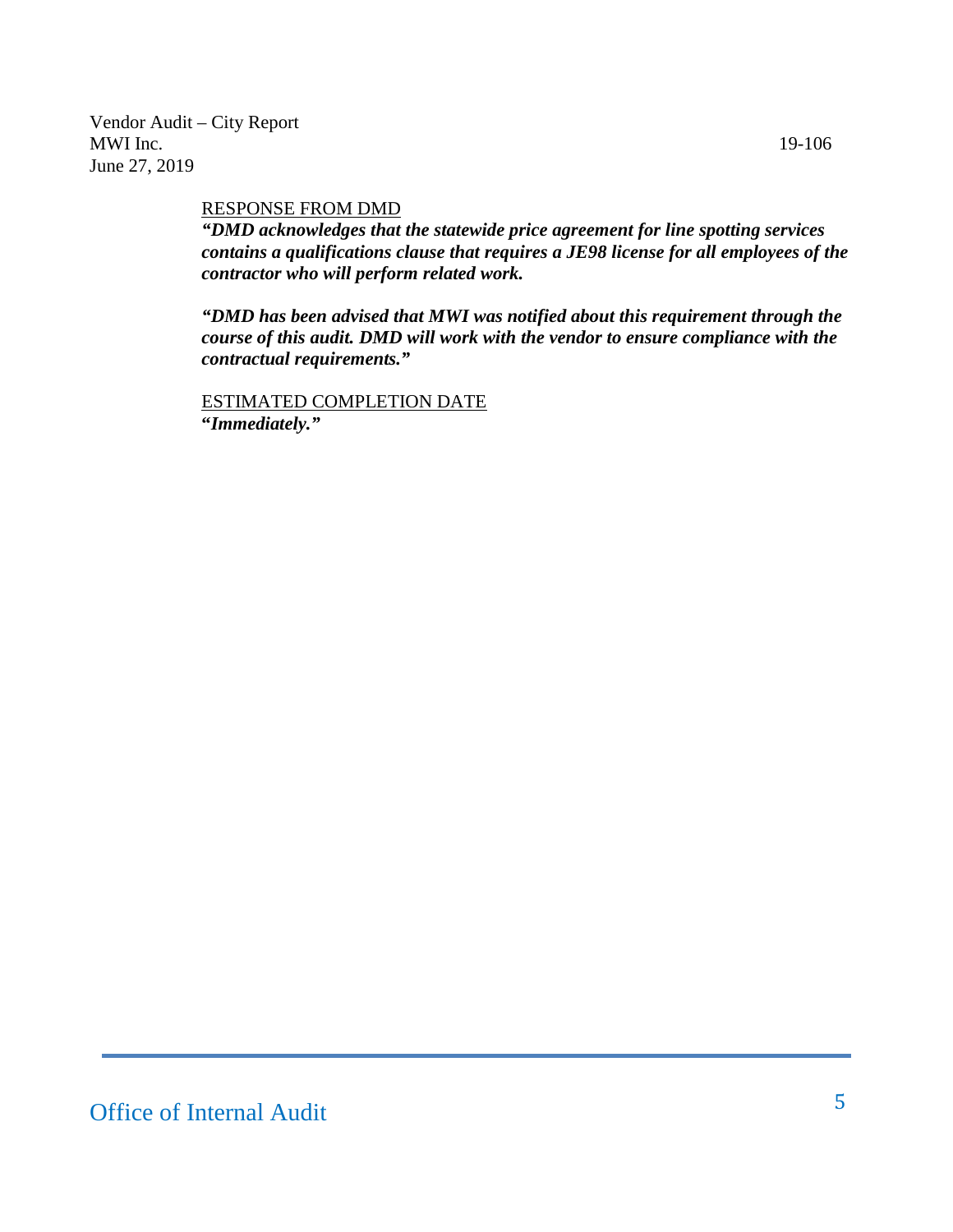RESPONSE FROM DMD

***"DMD acknowledges that the statewide price agreement for line spotting services contains a qualifications clause that requires a JE98 license for all employees of the contractor who will perform related work.***

***"DMD has been advised that MWI was notified about this requirement through the course of this audit. DMD will work with the vendor to ensure compliance with the contractual requirements."***

ESTIMATED COMPLETION DATE

***"Immediately."***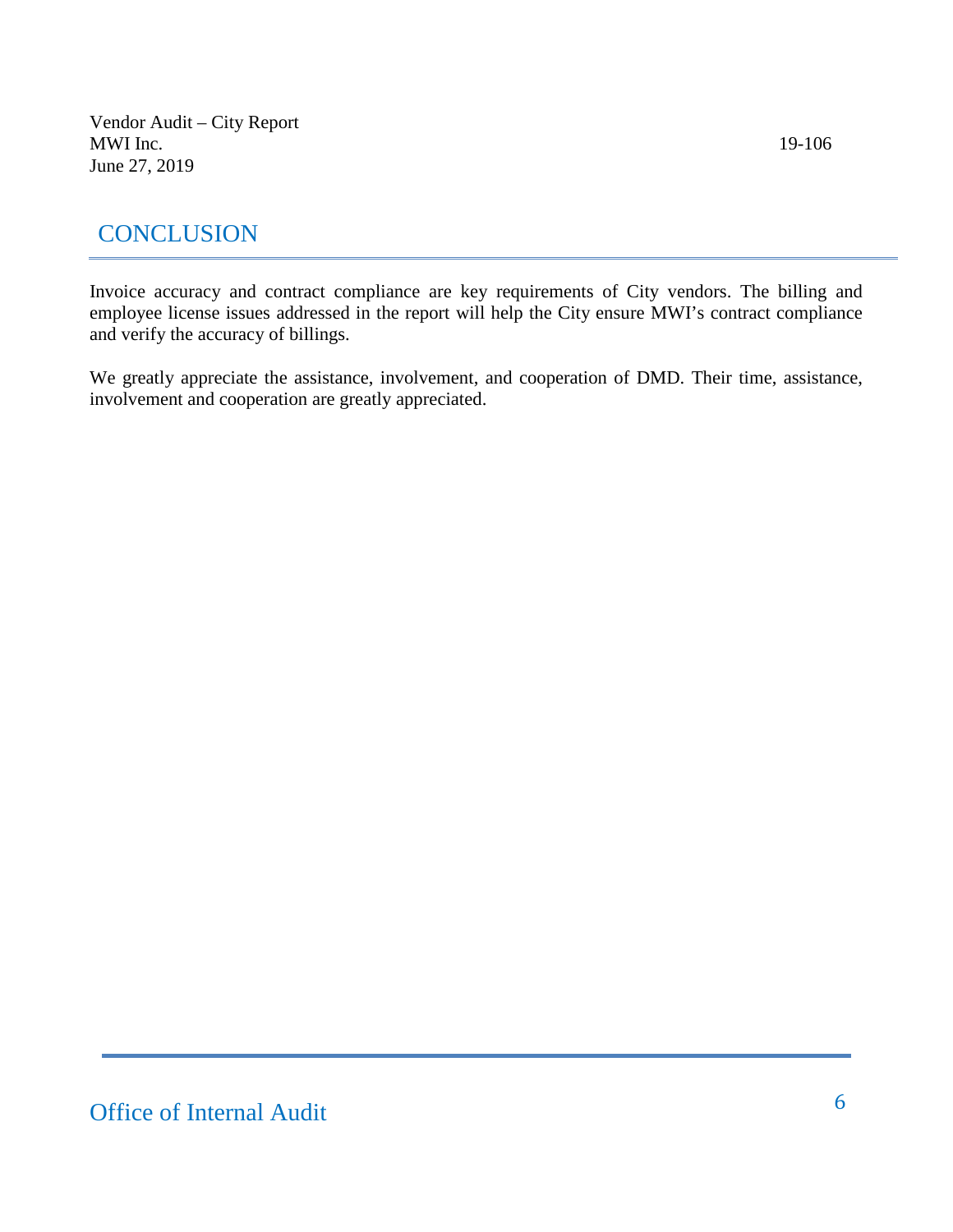## CONCLUSION

Invoice accuracy and contract compliance are key requirements of City vendors. The billing and employee license issues addressed in the report will help the City ensure MWI's contract compliance and verify the accuracy of billings.

We greatly appreciate the assistance, involvement, and cooperation of DMD. Their time, assistance, involvement and cooperation are greatly appreciated.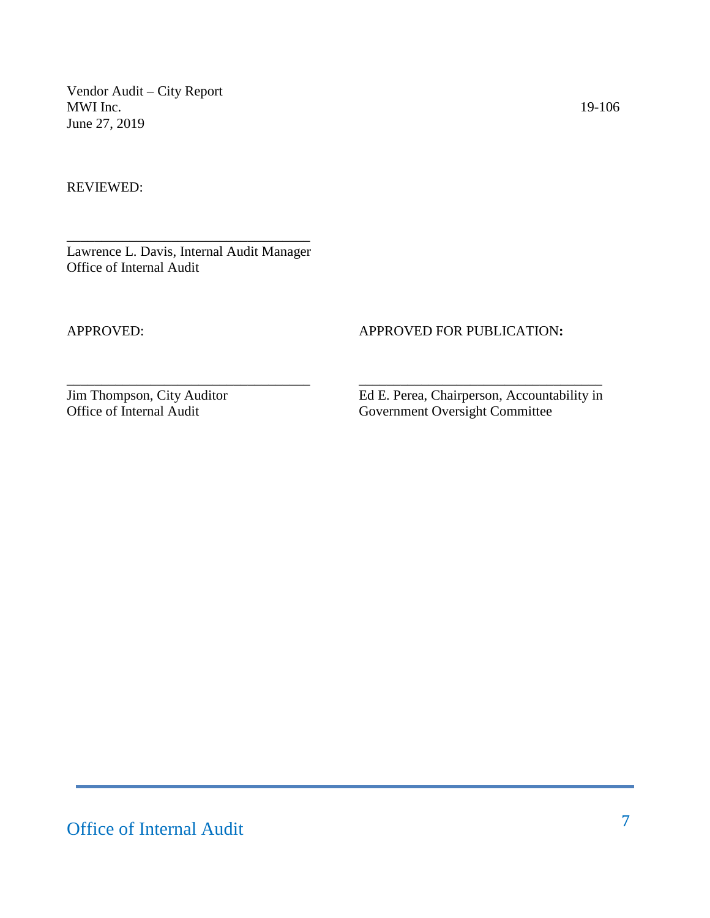Vendor Audit – City Report
MWI Inc. 19-106
June 27, 2019

REVIEWED:

\_\_\_\_\_\_\_\_\_\_\_\_\_\_\_\_\_\_\_\_\_\_\_\_\_\_\_\_\_\_\_\_\_\_\_\_
Lawrence L. Davis, Internal Audit Manager
Office of Internal Audit

APPROVED:

\_\_\_\_\_\_\_\_\_\_\_\_\_\_\_\_\_\_\_\_\_\_\_\_\_\_\_\_\_\_\_\_\_\_\_\_
Jim Thompson, City Auditor
Office of Internal Audit

APPROVED FOR PUBLICATION:

\_\_\_\_\_\_\_\_\_\_\_\_\_\_\_\_\_\_\_\_\_\_\_\_\_\_\_\_\_\_\_\_\_\_\_\_
Ed E. Perea, Chairperson, Accountability in Government Oversight Committee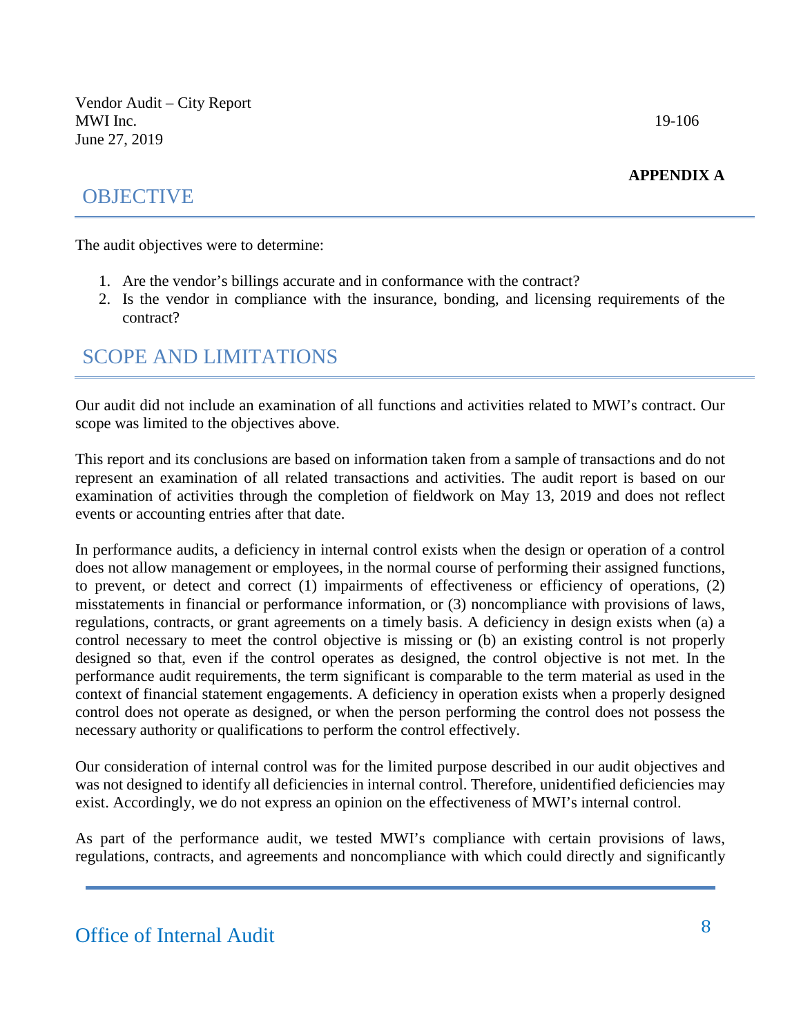**APPENDIX A**

## OBJECTIVE

The audit objectives were to determine:

1. Are the vendor's billings accurate and in conformance with the contract?
2. Is the vendor in compliance with the insurance, bonding, and licensing requirements of the contract?

## SCOPE AND LIMITATIONS

Our audit did not include an examination of all functions and activities related to MWI's contract. Our scope was limited to the objectives above.

This report and its conclusions are based on information taken from a sample of transactions and do not represent an examination of all related transactions and activities. The audit report is based on our examination of activities through the completion of fieldwork on May 13, 2019 and does not reflect events or accounting entries after that date.

In performance audits, a deficiency in internal control exists when the design or operation of a control does not allow management or employees, in the normal course of performing their assigned functions, to prevent, or detect and correct (1) impairments of effectiveness or efficiency of operations, (2) misstatements in financial or performance information, or (3) noncompliance with provisions of laws, regulations, contracts, or grant agreements on a timely basis. A deficiency in design exists when (a) a control necessary to meet the control objective is missing or (b) an existing control is not properly designed so that, even if the control operates as designed, the control objective is not met. In the performance audit requirements, the term significant is comparable to the term material as used in the context of financial statement engagements. A deficiency in operation exists when a properly designed control does not operate as designed, or when the person performing the control does not possess the necessary authority or qualifications to perform the control effectively.

Our consideration of internal control was for the limited purpose described in our audit objectives and was not designed to identify all deficiencies in internal control. Therefore, unidentified deficiencies may exist. Accordingly, we do not express an opinion on the effectiveness of MWI's internal control.

As part of the performance audit, we tested MWI's compliance with certain provisions of laws, regulations, contracts, and agreements and noncompliance with which could directly and significantly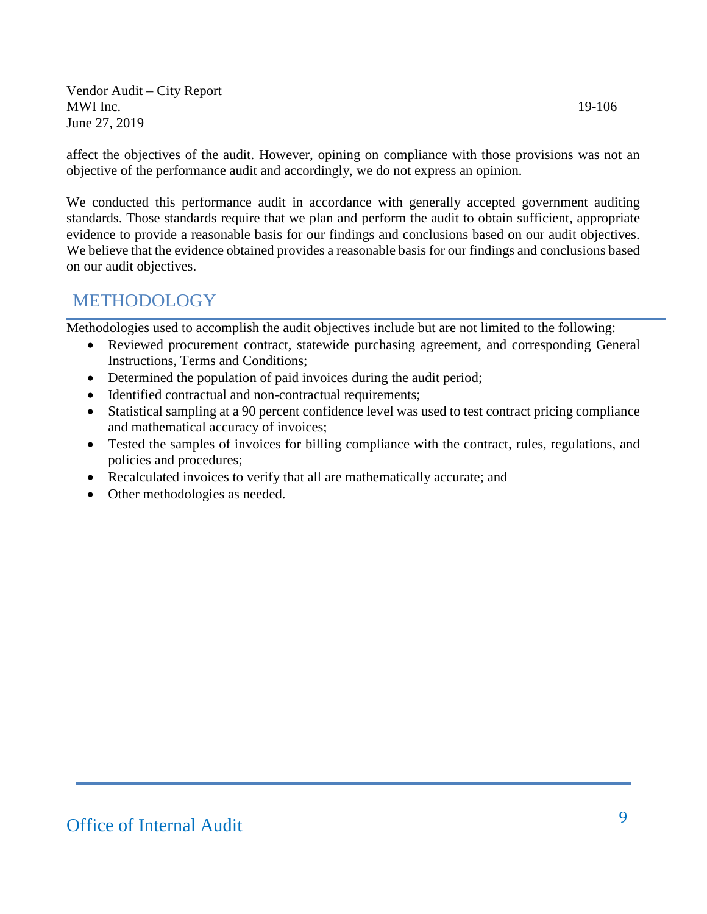affect the objectives of the audit. However, opining on compliance with those provisions was not an objective of the performance audit and accordingly, we do not express an opinion.

We conducted this performance audit in accordance with generally accepted government auditing standards. Those standards require that we plan and perform the audit to obtain sufficient, appropriate evidence to provide a reasonable basis for our findings and conclusions based on our audit objectives. We believe that the evidence obtained provides a reasonable basis for our findings and conclusions based on our audit objectives.

## METHODOLOGY

Methodologies used to accomplish the audit objectives include but are not limited to the following:

- Reviewed procurement contract, statewide purchasing agreement, and corresponding General Instructions, Terms and Conditions;
- Determined the population of paid invoices during the audit period;
- Identified contractual and non-contractual requirements;
- Statistical sampling at a 90 percent confidence level was used to test contract pricing compliance and mathematical accuracy of invoices;
- Tested the samples of invoices for billing compliance with the contract, rules, regulations, and policies and procedures;
- Recalculated invoices to verify that all are mathematically accurate; and
- Other methodologies as needed.